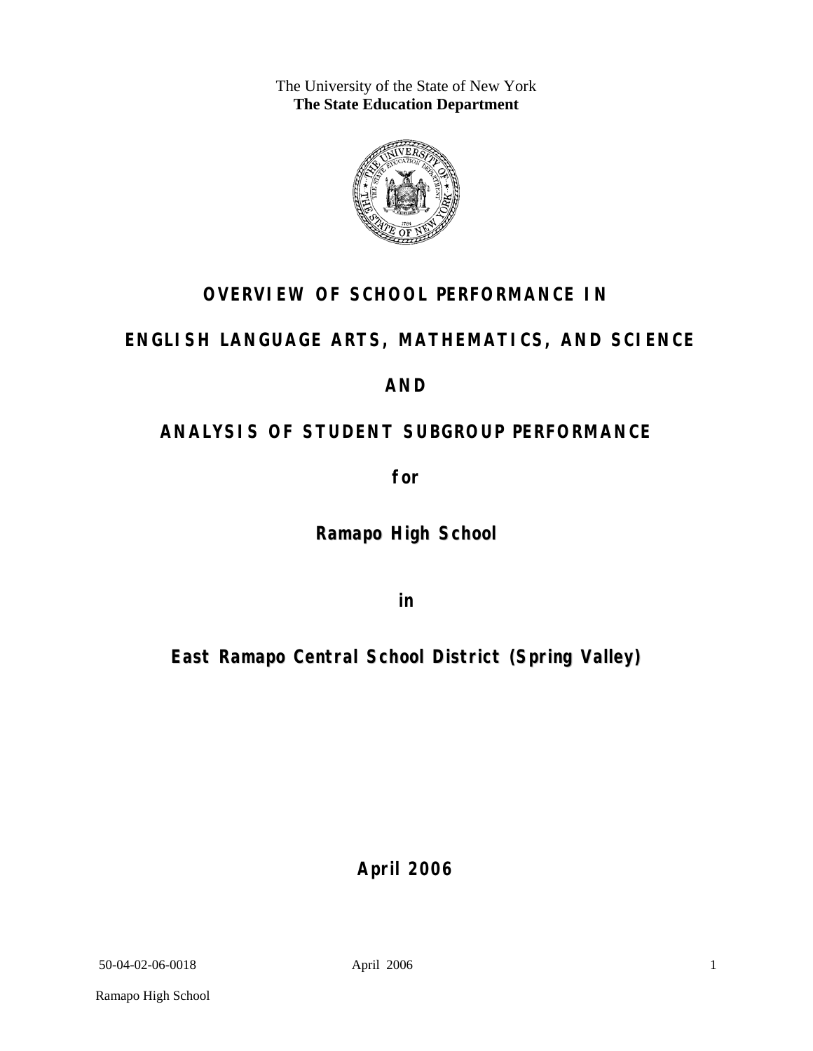The University of the State of New York
**The State Education Department**

# OVERVIEW OF SCHOOL PERFORMANCE IN

# ENGLISH LANGUAGE ARTS, MATHEMATICS, AND SCIENCE

# AND

# ANALYSIS OF STUDENT SUBGROUP PERFORMANCE

**for**

## Ramapo High School

**in**

## East Ramapo Central School District (Spring Valley)

**April 2006**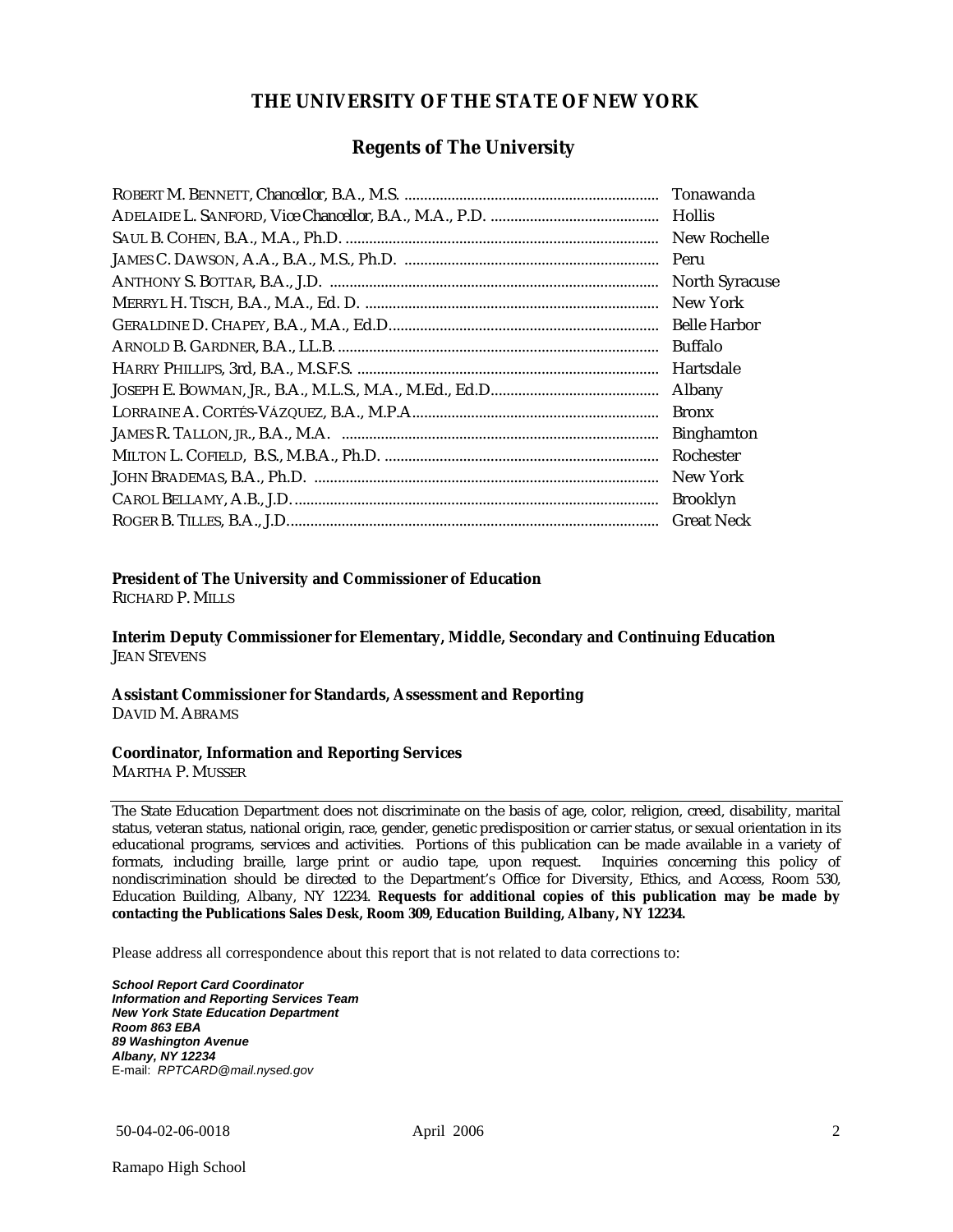# THE UNIVERSITY OF THE STATE OF NEW YORK

## Regents of The University

| | |
|---|---|
| ROBERT M. BENNETT, Chancellor, B.A., M.S. | Tonawanda |
| ADELAIDE L. SANFORD, Vice Chancellor, B.A., M.A., P.D. | Hollis |
| SAUL B. COHEN, B.A., M.A., Ph.D. | New Rochelle |
| JAMES C. DAWSON, A.A., B.A., M.S., Ph.D. | Peru |
| ANTHONY S. BOTTAR, B.A., J.D. | North Syracuse |
| MERRYL H. TISCH, B.A., M.A., Ed. D. | New York |
| GERALDINE D. CHAPEY, B.A., M.A., Ed.D. | Belle Harbor |
| ARNOLD B. GARDNER, B.A., LL.B. | Buffalo |
| HARRY PHILLIPS, 3rd, B.A., M.S.F.S. | Hartsdale |
| JOSEPH E. BOWMAN, JR., B.A., M.L.S., M.A., M.Ed., Ed.D. | Albany |
| LORRAINE A. CORTÉS-VÁZQUEZ, B.A., M.P.A. | Bronx |
| JAMES R. TALLON, JR., B.A., M.A. | Binghamton |
| MILTON L. COFIELD, BS., M.B.A., Ph.D. | Rochester |
| JOHN BRADEMAS, B.A., Ph.D. | New York |
| CAROL BELLAMY, A.B., J.D. | Brooklyn |
| ROGER B. TILLES, B.A., J.D. | Great Neck |

**President of The University and Commissioner of Education**
RICHARD P. MILLS

**Interim Deputy Commissioner for Elementary, Middle, Secondary and Continuing Education**
JEAN STEVENS

**Assistant Commissioner for Standards, Assessment and Reporting**
DAVID M. ABRAMS

**Coordinator, Information and Reporting Services**
MARTHA P. MUSSER

---

The State Education Department does not discriminate on the basis of age, color, religion, creed, disability, marital status, veteran status, national origin, race, gender, genetic predisposition or carrier status, or sexual orientation in its educational programs, services and activities. Portions of this publication can be made available in a variety of formats, including braille, large print or audio tape, upon request. Inquiries concerning this policy of nondiscrimination should be directed to the Department's Office for Diversity, Ethics, and Access, Room 530, Education Building, Albany, NY 12234. **Requests for additional copies of this publication may be made by contacting the Publications Sales Desk, Room 309, Education Building, Albany, NY 12234.**

Please address all correspondence about this report that is not related to data corrections to:

***School Report Card Coordinator***
***Information and Reporting Services Team***
***New York State Education Department***
***Room 863 EBA***
***89 Washington Avenue***
***Albany, NY 12234***
E-mail: *RPTCARD@mail.nysed.gov*

50-04-02-06-0018 April 2006

Ramapo High School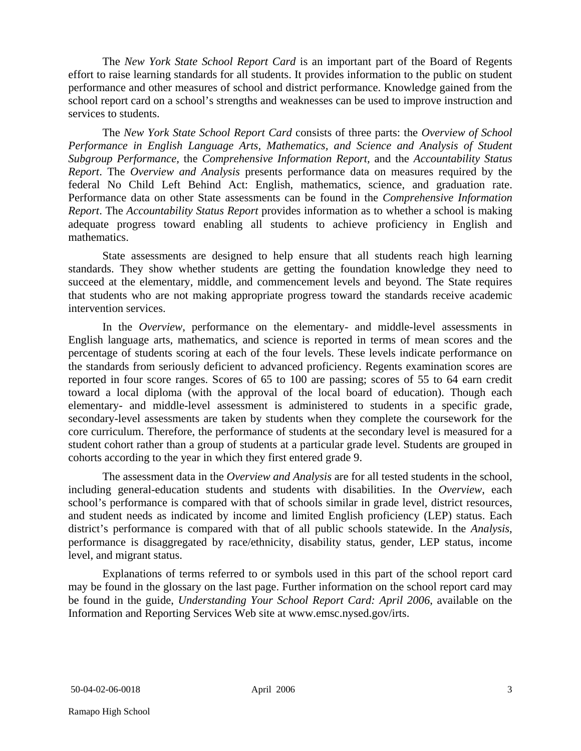The *New York State School Report Card* is an important part of the Board of Regents effort to raise learning standards for all students. It provides information to the public on student performance and other measures of school and district performance. Knowledge gained from the school report card on a school's strengths and weaknesses can be used to improve instruction and services to students.

The *New York State School Report Card* consists of three parts: the *Overview of School Performance in English Language Arts, Mathematics, and Science and Analysis of Student Subgroup Performance,* the *Comprehensive Information Report,* and the *Accountability Status Report*. The *Overview and Analysis* presents performance data on measures required by the federal No Child Left Behind Act: English, mathematics, science, and graduation rate. Performance data on other State assessments can be found in the *Comprehensive Information Report*. The *Accountability Status Report* provides information as to whether a school is making adequate progress toward enabling all students to achieve proficiency in English and mathematics.

State assessments are designed to help ensure that all students reach high learning standards. They show whether students are getting the foundation knowledge they need to succeed at the elementary, middle, and commencement levels and beyond. The State requires that students who are not making appropriate progress toward the standards receive academic intervention services.

In the *Overview*, performance on the elementary- and middle-level assessments in English language arts, mathematics, and science is reported in terms of mean scores and the percentage of students scoring at each of the four levels. These levels indicate performance on the standards from seriously deficient to advanced proficiency. Regents examination scores are reported in four score ranges. Scores of 65 to 100 are passing; scores of 55 to 64 earn credit toward a local diploma (with the approval of the local board of education). Though each elementary- and middle-level assessment is administered to students in a specific grade, secondary-level assessments are taken by students when they complete the coursework for the core curriculum. Therefore, the performance of students at the secondary level is measured for a student cohort rather than a group of students at a particular grade level. Students are grouped in cohorts according to the year in which they first entered grade 9.

The assessment data in the *Overview and Analysis* are for all tested students in the school, including general-education students and students with disabilities. In the *Overview*, each school's performance is compared with that of schools similar in grade level, district resources, and student needs as indicated by income and limited English proficiency (LEP) status. Each district's performance is compared with that of all public schools statewide. In the *Analysis*, performance is disaggregated by race/ethnicity, disability status, gender, LEP status, income level, and migrant status.

Explanations of terms referred to or symbols used in this part of the school report card may be found in the glossary on the last page. Further information on the school report card may be found in the guide, *Understanding Your School Report Card: April 2006*, available on the Information and Reporting Services Web site at www.emsc.nysed.gov/irts.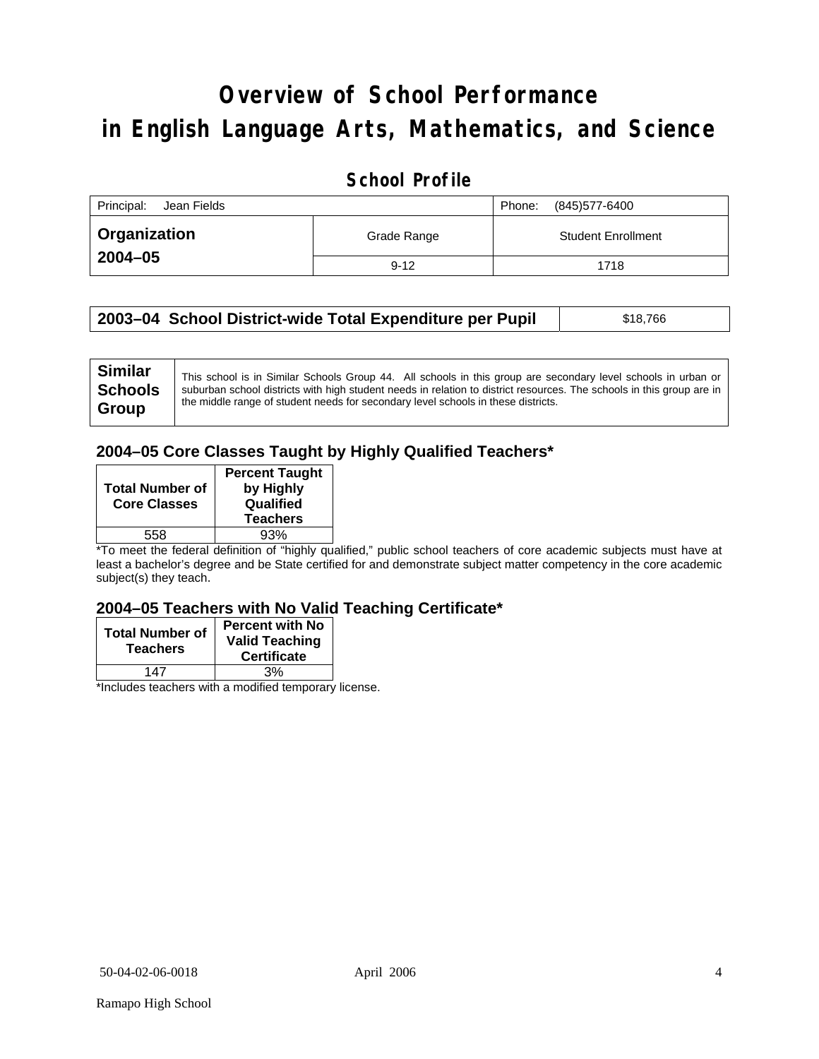# Overview of School Performance in English Language Arts, Mathematics, and Science

## School Profile

| Principal: Jean Fields | | Phone: (845)577-6400 |
|---|---|---|
| **Organization 2004–05** | Grade Range | Student Enrollment |
| | 9-12 | 1718 |

| **2003–04 School District-wide Total Expenditure per Pupil** | $18,766 |
|---|---|

| | |
|---|---|
| **Similar Schools Group** | This school is in Similar Schools Group 44. All schools in this group are secondary level schools in urban or suburban school districts with high student needs in relation to district resources. The schools in this group are in the middle range of student needs for secondary level schools in these districts. |

### 2004–05 Core Classes Taught by Highly Qualified Teachers*

| Total Number of Core Classes | Percent Taught by Highly Qualified Teachers |
|---|---|
| 558 | 93% |

*To meet the federal definition of "highly qualified," public school teachers of core academic subjects must have at least a bachelor's degree and be State certified for and demonstrate subject matter competency in the core academic subject(s) they teach.

### 2004–05 Teachers with No Valid Teaching Certificate*

| Total Number of Teachers | Percent with No Valid Teaching Certificate |
|---|---|
| 147 | 3% |

*Includes teachers with a modified temporary license.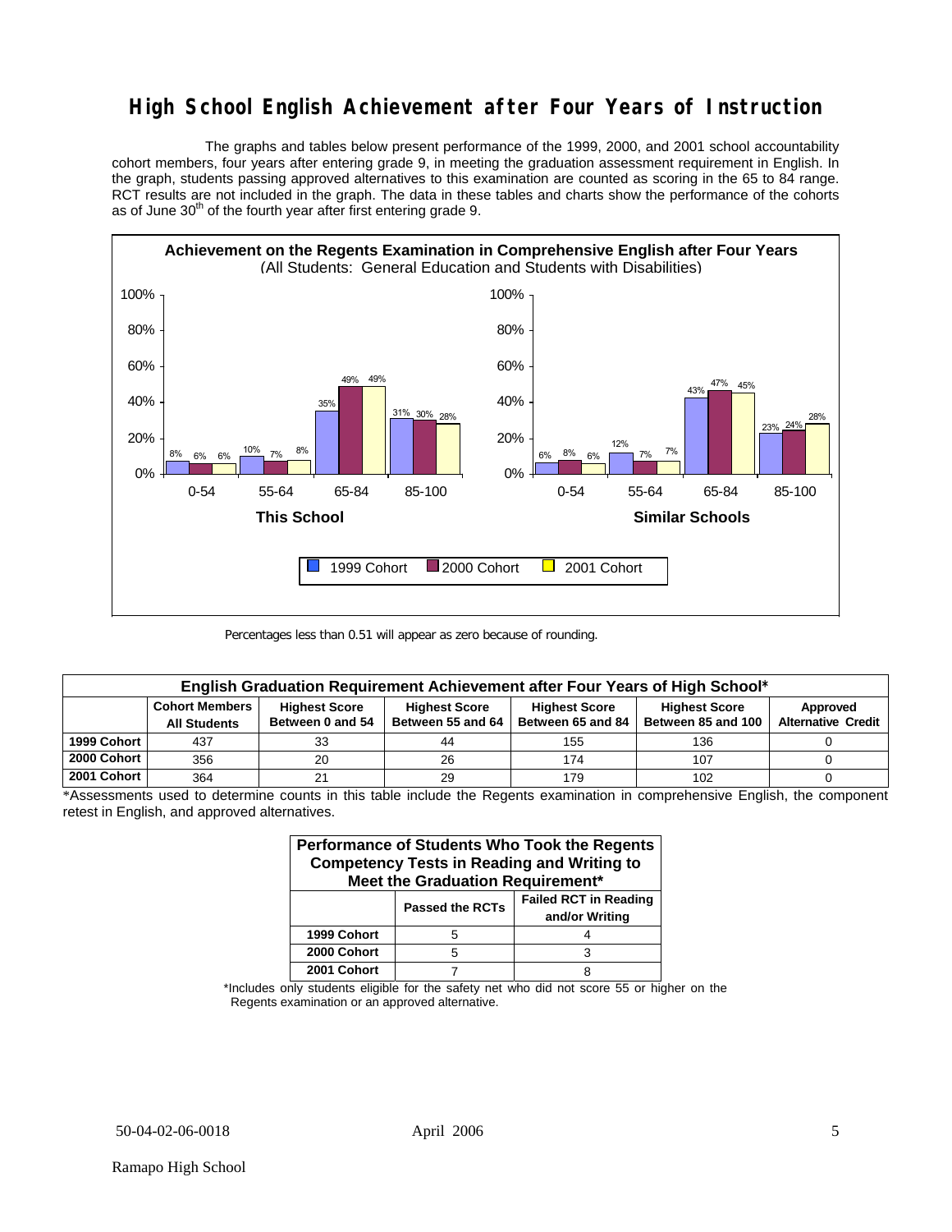# High School English Achievement after Four Years of Instruction

The graphs and tables below present performance of the 1999, 2000, and 2001 school accountability cohort members, four years after entering grade 9, in meeting the graduation assessment requirement in English. In the graph, students passing approved alternatives to this examination are counted as scoring in the 65 to 84 range. RCT results are not included in the graph. The data in these tables and charts show the performance of the cohorts as of June 30th of the fourth year after first entering grade 9.

**Achievement on the Regents Examination in Comprehensive English after Four Years**
(All Students: General Education and Students with Disabilities)

This School

0-54: 8% 6% 6%
55-64: 10% 7% 8%
65-84: 35% 49% 49%
85-100: 31% 30% 28%

Similar Schools

0-54: 6% 8% 6%
55-64: 12% 7% 7%
65-84: 43% 47% 45%
85-100: 23% 24% 28%

1999 Cohort　2000 Cohort　2001 Cohort

Percentages less than 0.51 will appear as zero because of rounding.

| English Graduation Requirement Achievement after Four Years of High School* | | | | | | |
|---|---|---|---|---|---|---|
| | Cohort Members All Students | Highest Score Between 0 and 54 | Highest Score Between 55 and 64 | Highest Score Between 65 and 84 | Highest Score Between 85 and 100 | Approved Alternative Credit |
| 1999 Cohort | 437 | 33 | 44 | 155 | 136 | 0 |
| 2000 Cohort | 356 | 20 | 26 | 174 | 107 | 0 |
| 2001 Cohort | 364 | 21 | 29 | 179 | 102 | 0 |

*Assessments used to determine counts in this table include the Regents examination in comprehensive English, the component retest in English, and approved alternatives.

| Performance of Students Who Took the Regents Competency Tests in Reading and Writing to Meet the Graduation Requirement* | | |
|---|---|---|
| | Passed the RCTs | Failed RCT in Reading and/or Writing |
| 1999 Cohort | 5 | 4 |
| 2000 Cohort | 5 | 3 |
| 2001 Cohort | 7 | 8 |

*Includes only students eligible for the safety net who did not score 55 or higher on the Regents examination or an approved alternative.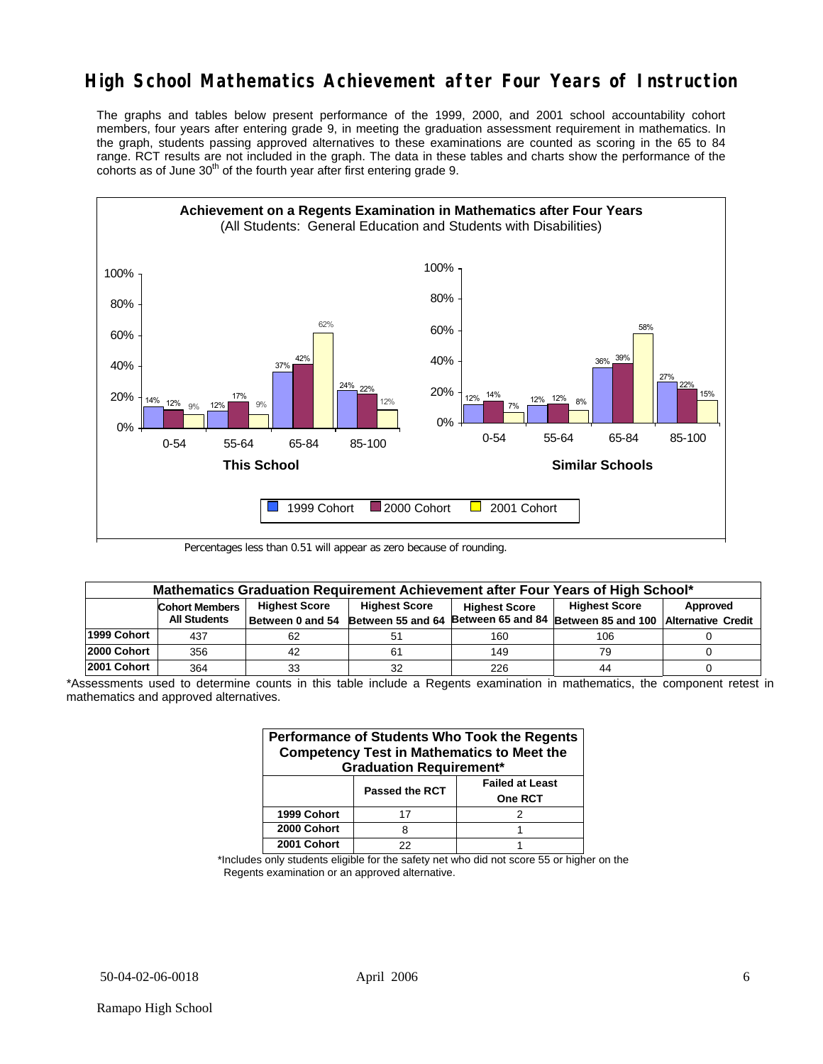# High School Mathematics Achievement after Four Years of Instruction

The graphs and tables below present performance of the 1999, 2000, and 2001 school accountability cohort members, four years after entering grade 9, in meeting the graduation assessment requirement in mathematics. In the graph, students passing approved alternatives to these examinations are counted as scoring in the 65 to 84 range. RCT results are not included in the graph. The data in these tables and charts show the performance of the cohorts as of June 30th of the fourth year after first entering grade 9.

**Achievement on a Regents Examination in Mathematics after Four Years**
(All Students: General Education and Students with Disabilities)

This School
0-54: 14% 12% 9%
55-64: 12% 17% 9%
65-84: 37% 42% 62%
85-100: 24% 22% 12%

Similar Schools
0-54: 12% 14% 7%
55-64: 12% 12% 8%
65-84: 36% 39% 58%
85-100: 27% 22% 15%

1999 Cohort, 2000 Cohort, 2001 Cohort

Percentages less than 0.51 will appear as zero because of rounding.

**Mathematics Graduation Requirement Achievement after Four Years of High School***

| | Cohort Members All Students | Highest Score Between 0 and 54 | Highest Score Between 55 and 64 | Highest Score Between 65 and 84 | Highest Score Between 85 and 100 | Approved Alternative Credit |
|---|---|---|---|---|---|---|
| 1999 Cohort | 437 | 62 | 51 | 160 | 106 | 0 |
| 2000 Cohort | 356 | 42 | 61 | 149 | 79 | 0 |
| 2001 Cohort | 364 | 33 | 32 | 226 | 44 | 0 |

*Assessments used to determine counts in this table include a Regents examination in mathematics, the component retest in mathematics and approved alternatives.

**Performance of Students Who Took the Regents Competency Test in Mathematics to Meet the Graduation Requirement***

| | Passed the RCT | Failed at Least One RCT |
|---|---|---|
| 1999 Cohort | 17 | 2 |
| 2000 Cohort | 8 | 1 |
| 2001 Cohort | 22 | 1 |

*Includes only students eligible for the safety net who did not score 55 or higher on the Regents examination or an approved alternative.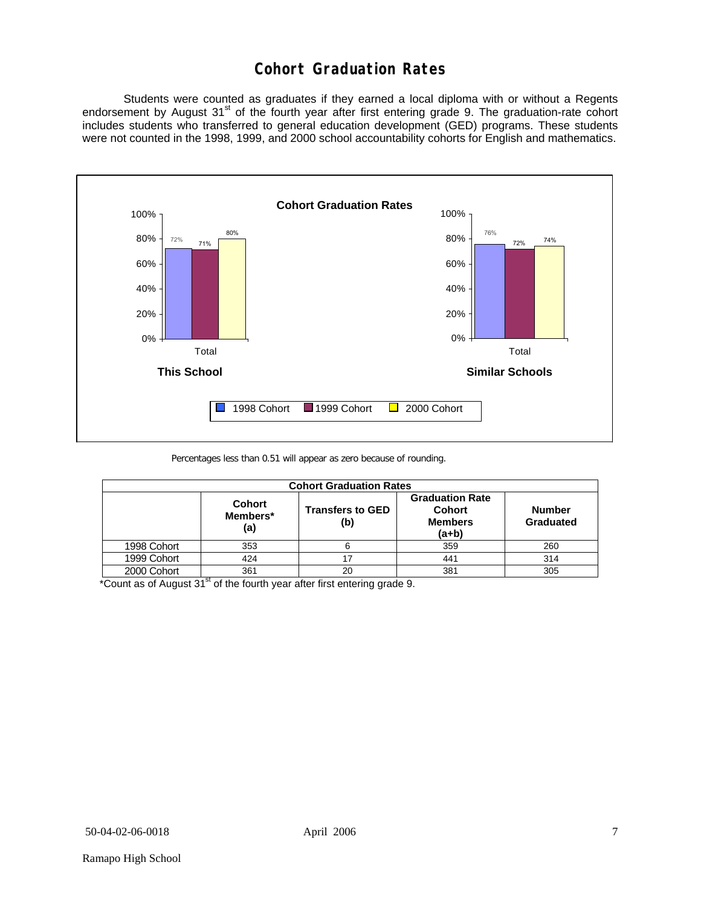# Cohort Graduation Rates

Students were counted as graduates if they earned a local diploma with or without a Regents endorsement by August 31st of the fourth year after first entering grade 9. The graduation-rate cohort includes students who transferred to general education development (GED) programs. These students were not counted in the 1998, 1999, and 2000 school accountability cohorts for English and mathematics.

Cohort Graduation Rates

100%
80%
60%
40%
20%
0%

72%
71%
80%
Total

This School

76%
72%
74%
Total

Similar Schools

1998 Cohort
1999 Cohort
2000 Cohort

Percentages less than 0.51 will appear as zero because of rounding.

| Cohort Graduation Rates | | | | |
|---|---|---|---|---|
| | Cohort Members* (a) | Transfers to GED (b) | Graduation Rate Cohort Members (a+b) | Number Graduated |
| 1998 Cohort | 353 | 6 | 359 | 260 |
| 1999 Cohort | 424 | 17 | 441 | 314 |
| 2000 Cohort | 361 | 20 | 381 | 305 |

*Count as of August 31st of the fourth year after first entering grade 9.

50-04-02-06-0018 April 2006

Ramapo High School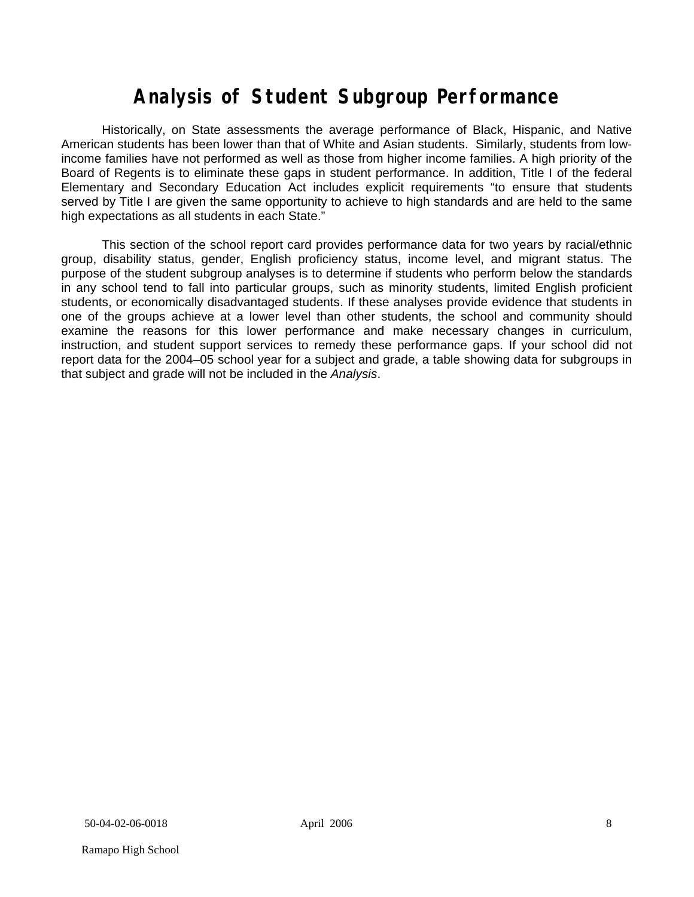# Analysis of Student Subgroup Performance

Historically, on State assessments the average performance of Black, Hispanic, and Native American students has been lower than that of White and Asian students. Similarly, students from low-income families have not performed as well as those from higher income families. A high priority of the Board of Regents is to eliminate these gaps in student performance. In addition, Title I of the federal Elementary and Secondary Education Act includes explicit requirements "to ensure that students served by Title I are given the same opportunity to achieve to high standards and are held to the same high expectations as all students in each State."

This section of the school report card provides performance data for two years by racial/ethnic group, disability status, gender, English proficiency status, income level, and migrant status. The purpose of the student subgroup analyses is to determine if students who perform below the standards in any school tend to fall into particular groups, such as minority students, limited English proficient students, or economically disadvantaged students. If these analyses provide evidence that students in one of the groups achieve at a lower level than other students, the school and community should examine the reasons for this lower performance and make necessary changes in curriculum, instruction, and student support services to remedy these performance gaps. If your school did not report data for the 2004–05 school year for a subject and grade, a table showing data for subgroups in that subject and grade will not be included in the *Analysis*.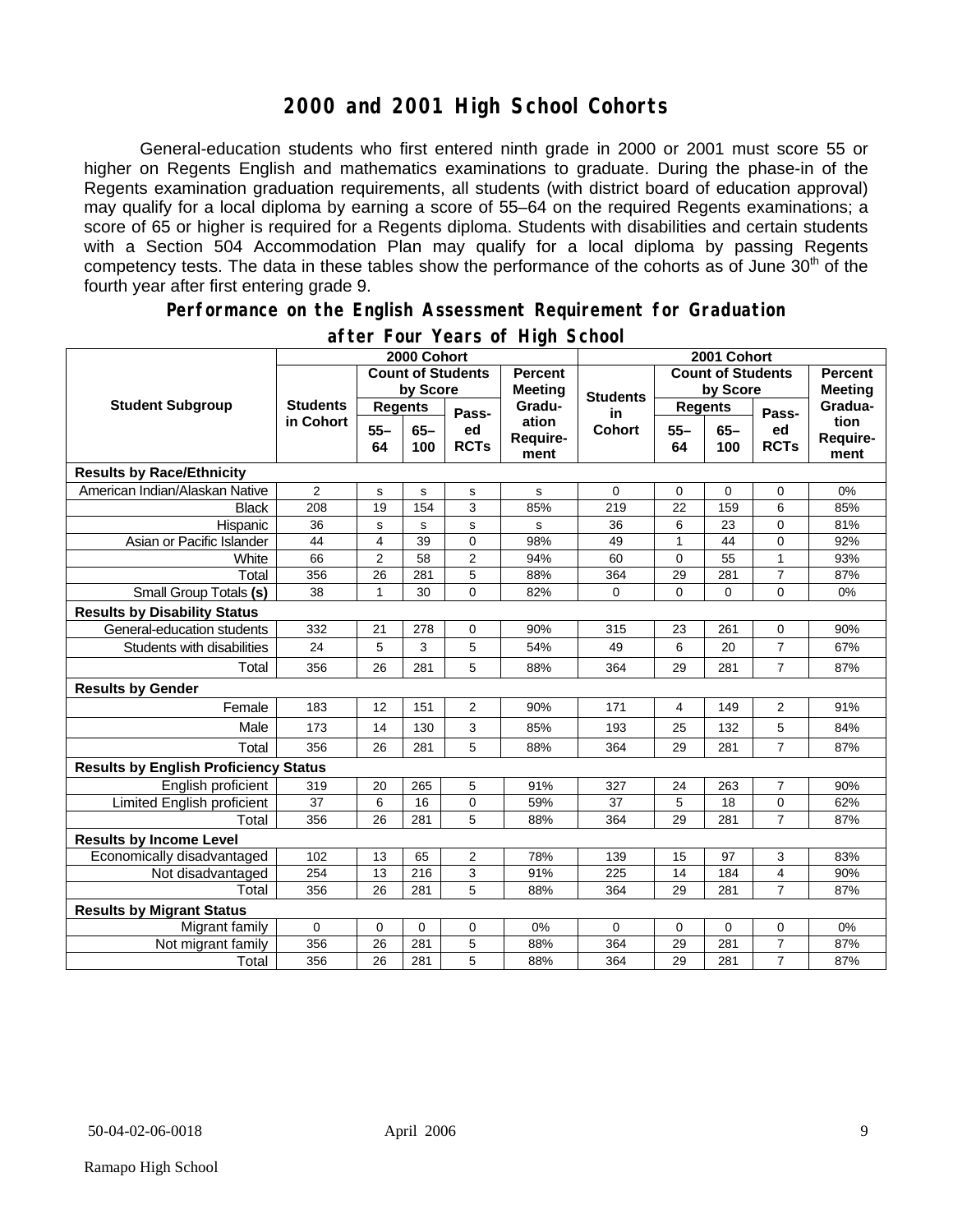# 2000 and 2001 High School Cohorts

General-education students who first entered ninth grade in 2000 or 2001 must score 55 or higher on Regents English and mathematics examinations to graduate. During the phase-in of the Regents examination graduation requirements, all students (with district board of education approval) may qualify for a local diploma by earning a score of 55–64 on the required Regents examinations; a score of 65 or higher is required for a Regents diploma. Students with disabilities and certain students with a Section 504 Accommodation Plan may qualify for a local diploma by passing Regents competency tests. The data in these tables show the performance of the cohorts as of June 30th of the fourth year after first entering grade 9.

## Performance on the English Assessment Requirement for Graduation after Four Years of High School

| Student Subgroup | 2000 Cohort | | | | | 2001 Cohort | | | | |
|---|---|---|---|---|---|---|---|---|---|---|
| | Students in Cohort | Count of Students by Score: Regents 55–64 | Regents 65–100 | Passed RCTs | Percent Meeting Graduation Requirement | Students in Cohort | Count of Students by Score: Regents 55–64 | Regents 65–100 | Passed RCTs | Percent Meeting Graduation Requirement |
| **Results by Race/Ethnicity** | | | | | | | | | | |
| American Indian/Alaskan Native | 2 | s | s | s | s | 0 | 0 | 0 | 0 | 0% |
| Black | 208 | 19 | 154 | 3 | 85% | 219 | 22 | 159 | 6 | 85% |
| Hispanic | 36 | s | s | s | s | 36 | 6 | 23 | 0 | 81% |
| Asian or Pacific Islander | 44 | 4 | 39 | 0 | 98% | 49 | 1 | 44 | 0 | 92% |
| White | 66 | 2 | 58 | 2 | 94% | 60 | 0 | 55 | 1 | 93% |
| Total | 356 | 26 | 281 | 5 | 88% | 364 | 29 | 281 | 7 | 87% |
| Small Group Totals (s) | 38 | 1 | 30 | 0 | 82% | 0 | 0 | 0 | 0 | 0% |
| **Results by Disability Status** | | | | | | | | | | |
| General-education students | 332 | 21 | 278 | 0 | 90% | 315 | 23 | 261 | 0 | 90% |
| Students with disabilities | 24 | 5 | 3 | 5 | 54% | 49 | 6 | 20 | 7 | 67% |
| Total | 356 | 26 | 281 | 5 | 88% | 364 | 29 | 281 | 7 | 87% |
| **Results by Gender** | | | | | | | | | | |
| Female | 183 | 12 | 151 | 2 | 90% | 171 | 4 | 149 | 2 | 91% |
| Male | 173 | 14 | 130 | 3 | 85% | 193 | 25 | 132 | 5 | 84% |
| Total | 356 | 26 | 281 | 5 | 88% | 364 | 29 | 281 | 7 | 87% |
| **Results by English Proficiency Status** | | | | | | | | | | |
| English proficient | 319 | 20 | 265 | 5 | 91% | 327 | 24 | 263 | 7 | 90% |
| Limited English proficient | 37 | 6 | 16 | 0 | 59% | 37 | 5 | 18 | 0 | 62% |
| Total | 356 | 26 | 281 | 5 | 88% | 364 | 29 | 281 | 7 | 87% |
| **Results by Income Level** | | | | | | | | | | |
| Economically disadvantaged | 102 | 13 | 65 | 2 | 78% | 139 | 15 | 97 | 3 | 83% |
| Not disadvantaged | 254 | 13 | 216 | 3 | 91% | 225 | 14 | 184 | 4 | 90% |
| Total | 356 | 26 | 281 | 5 | 88% | 364 | 29 | 281 | 7 | 87% |
| **Results by Migrant Status** | | | | | | | | | | |
| Migrant family | 0 | 0 | 0 | 0 | 0% | 0 | 0 | 0 | 0 | 0% |
| Not migrant family | 356 | 26 | 281 | 5 | 88% | 364 | 29 | 281 | 7 | 87% |
| Total | 356 | 26 | 281 | 5 | 88% | 364 | 29 | 281 | 7 | 87% |

50-04-02-06-0018 April 2006

Ramapo High School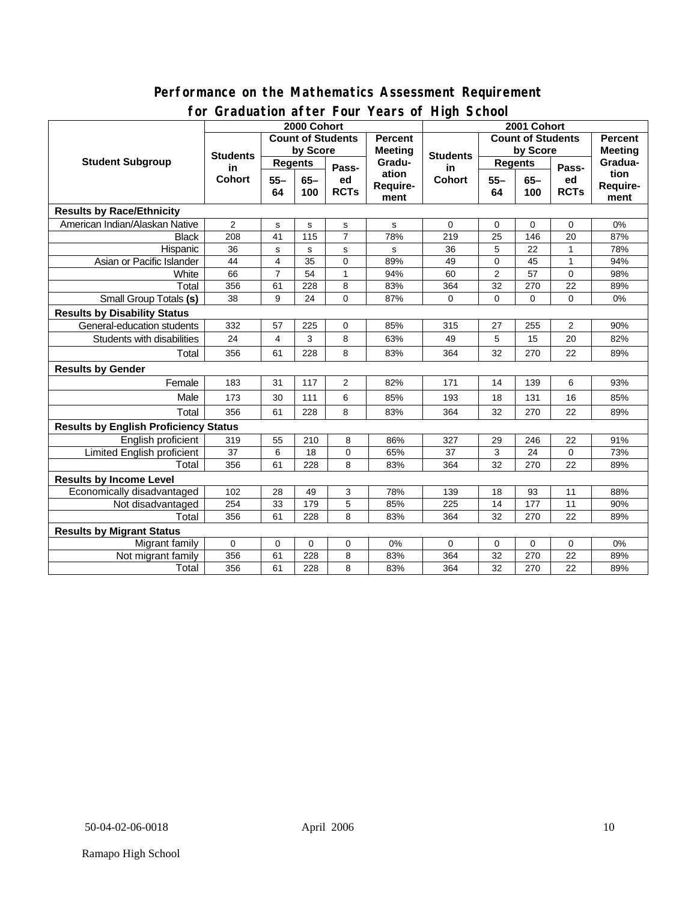# Performance on the Mathematics Assessment Requirement for Graduation after Four Years of High School

| Student Subgroup | 2000 Cohort | | | | | 2001 Cohort | | | | |
|---|---|---|---|---|---|---|---|---|---|---|
| | Students in Cohort | Count of Students by Score | | | Percent Meeting Graduation Requirement | Students in Cohort | Count of Students by Score | | | Percent Meeting Graduation Requirement |
| | | Regents 55–64 | Regents 65–100 | Passed RCTs | | | Regents 55–64 | Regents 65–100 | Passed RCTs | |
| **Results by Race/Ethnicity** | | | | | | | | | | |
| American Indian/Alaskan Native | 2 | s | s | s | s | 0 | 0 | 0 | 0 | 0% |
| Black | 208 | 41 | 115 | 7 | 78% | 219 | 25 | 146 | 20 | 87% |
| Hispanic | 36 | s | s | s | s | 36 | 5 | 22 | 1 | 78% |
| Asian or Pacific Islander | 44 | 4 | 35 | 0 | 89% | 49 | 0 | 45 | 1 | 94% |
| White | 66 | 7 | 54 | 1 | 94% | 60 | 2 | 57 | 0 | 98% |
| Total | 356 | 61 | 228 | 8 | 83% | 364 | 32 | 270 | 22 | 89% |
| Small Group Totals **(s)** | 38 | 9 | 24 | 0 | 87% | 0 | 0 | 0 | 0 | 0% |
| **Results by Disability Status** | | | | | | | | | | |
| General-education students | 332 | 57 | 225 | 0 | 85% | 315 | 27 | 255 | 2 | 90% |
| Students with disabilities | 24 | 4 | 3 | 8 | 63% | 49 | 5 | 15 | 20 | 82% |
| Total | 356 | 61 | 228 | 8 | 83% | 364 | 32 | 270 | 22 | 89% |
| **Results by Gender** | | | | | | | | | | |
| Female | 183 | 31 | 117 | 2 | 82% | 171 | 14 | 139 | 6 | 93% |
| Male | 173 | 30 | 111 | 6 | 85% | 193 | 18 | 131 | 16 | 85% |
| Total | 356 | 61 | 228 | 8 | 83% | 364 | 32 | 270 | 22 | 89% |
| **Results by English Proficiency Status** | | | | | | | | | | |
| English proficient | 319 | 55 | 210 | 8 | 86% | 327 | 29 | 246 | 22 | 91% |
| Limited English proficient | 37 | 6 | 18 | 0 | 65% | 37 | 3 | 24 | 0 | 73% |
| Total | 356 | 61 | 228 | 8 | 83% | 364 | 32 | 270 | 22 | 89% |
| **Results by Income Level** | | | | | | | | | | |
| Economically disadvantaged | 102 | 28 | 49 | 3 | 78% | 139 | 18 | 93 | 11 | 88% |
| Not disadvantaged | 254 | 33 | 179 | 5 | 85% | 225 | 14 | 177 | 11 | 90% |
| Total | 356 | 61 | 228 | 8 | 83% | 364 | 32 | 270 | 22 | 89% |
| **Results by Migrant Status** | | | | | | | | | | |
| Migrant family | 0 | 0 | 0 | 0 | 0% | 0 | 0 | 0 | 0 | 0% |
| Not migrant family | 356 | 61 | 228 | 8 | 83% | 364 | 32 | 270 | 22 | 89% |
| Total | 356 | 61 | 228 | 8 | 83% | 364 | 32 | 270 | 22 | 89% |

50-04-02-06-0018 April 2006

Ramapo High School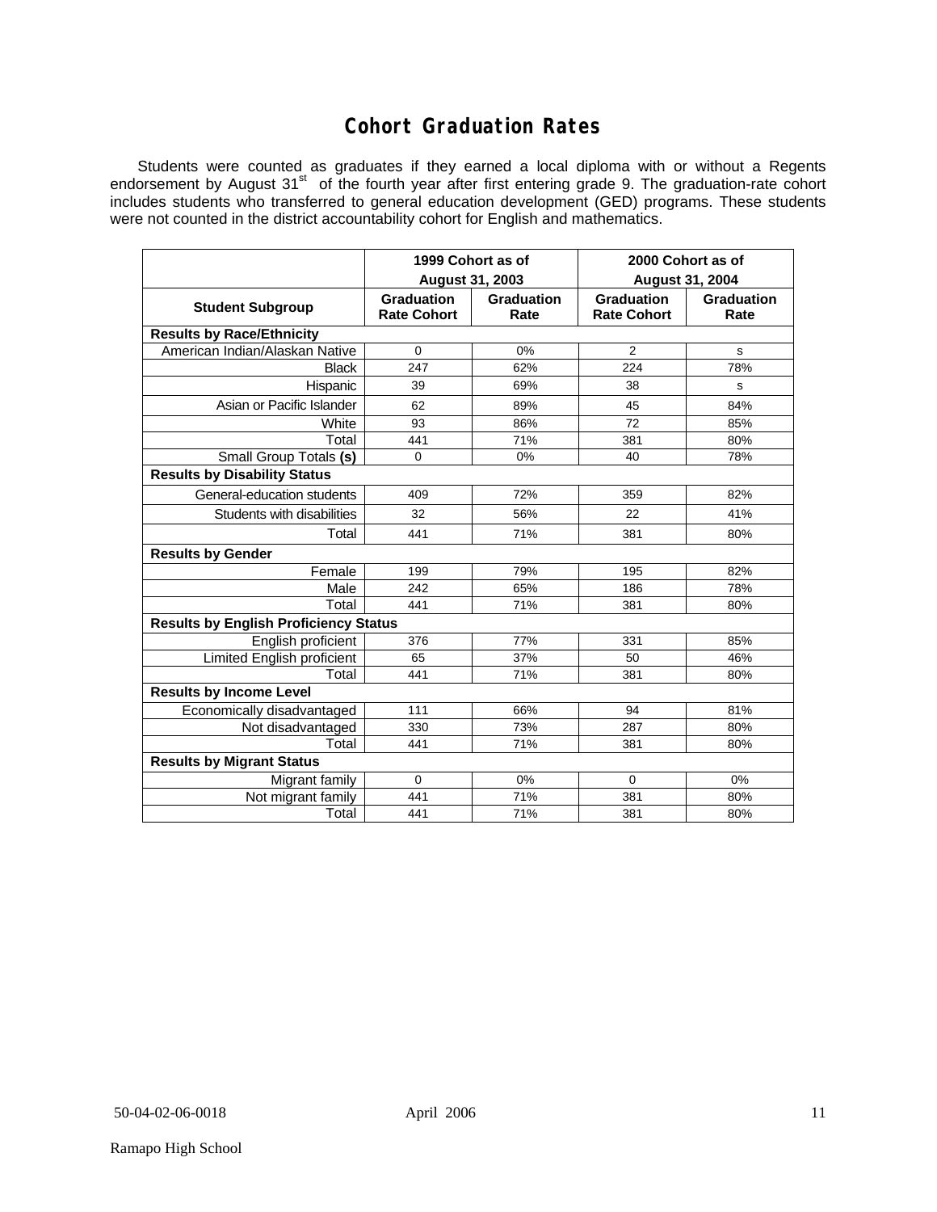# Cohort Graduation Rates

Students were counted as graduates if they earned a local diploma with or without a Regents endorsement by August 31st of the fourth year after first entering grade 9. The graduation-rate cohort includes students who transferred to general education development (GED) programs. These students were not counted in the district accountability cohort for English and mathematics.

| | 1999 Cohort as of August 31, 2003 | | 2000 Cohort as of August 31, 2004 | |
|---|---|---|---|---|
| **Student Subgroup** | **Graduation Rate Cohort** | **Graduation Rate** | **Graduation Rate Cohort** | **Graduation Rate** |
| **Results by Race/Ethnicity** | | | | |
| American Indian/Alaskan Native | 0 | 0% | 2 | s |
| Black | 247 | 62% | 224 | 78% |
| Hispanic | 39 | 69% | 38 | s |
| Asian or Pacific Islander | 62 | 89% | 45 | 84% |
| White | 93 | 86% | 72 | 85% |
| Total | 441 | 71% | 381 | 80% |
| Small Group Totals **(s)** | 0 | 0% | 40 | 78% |
| **Results by Disability Status** | | | | |
| General-education students | 409 | 72% | 359 | 82% |
| Students with disabilities | 32 | 56% | 22 | 41% |
| Total | 441 | 71% | 381 | 80% |
| **Results by Gender** | | | | |
| Female | 199 | 79% | 195 | 82% |
| Male | 242 | 65% | 186 | 78% |
| Total | 441 | 71% | 381 | 80% |
| **Results by English Proficiency Status** | | | | |
| English proficient | 376 | 77% | 331 | 85% |
| Limited English proficient | 65 | 37% | 50 | 46% |
| Total | 441 | 71% | 381 | 80% |
| **Results by Income Level** | | | | |
| Economically disadvantaged | 111 | 66% | 94 | 81% |
| Not disadvantaged | 330 | 73% | 287 | 80% |
| Total | 441 | 71% | 381 | 80% |
| **Results by Migrant Status** | | | | |
| Migrant family | 0 | 0% | 0 | 0% |
| Not migrant family | 441 | 71% | 381 | 80% |
| Total | 441 | 71% | 381 | 80% |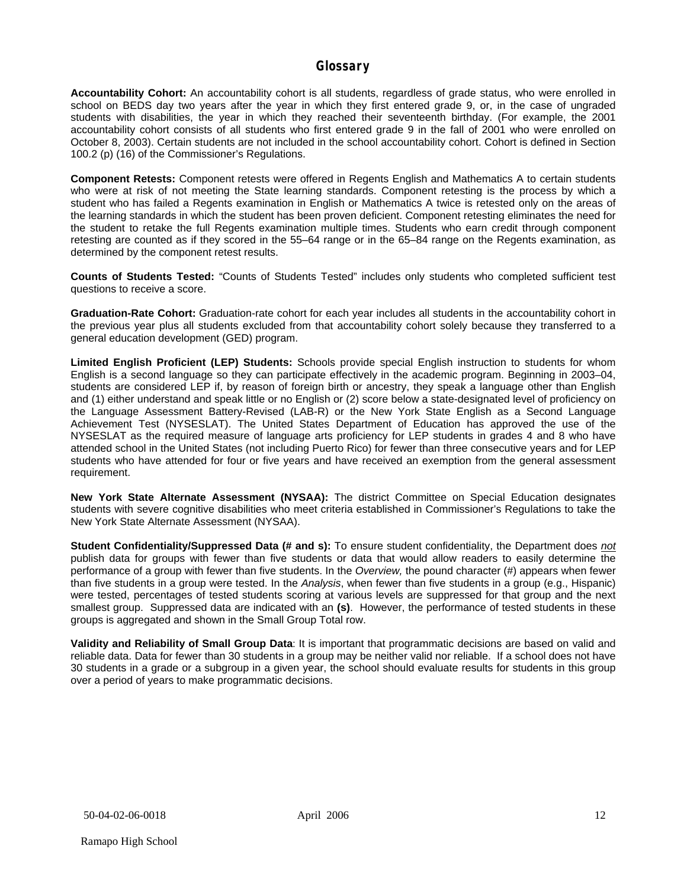# Glossary

**Accountability Cohort:** An accountability cohort is all students, regardless of grade status, who were enrolled in school on BEDS day two years after the year in which they first entered grade 9, or, in the case of ungraded students with disabilities, the year in which they reached their seventeenth birthday. (For example, the 2001 accountability cohort consists of all students who first entered grade 9 in the fall of 2001 who were enrolled on October 8, 2003). Certain students are not included in the school accountability cohort. Cohort is defined in Section 100.2 (p) (16) of the Commissioner's Regulations.

**Component Retests:** Component retests were offered in Regents English and Mathematics A to certain students who were at risk of not meeting the State learning standards. Component retesting is the process by which a student who has failed a Regents examination in English or Mathematics A twice is retested only on the areas of the learning standards in which the student has been proven deficient. Component retesting eliminates the need for the student to retake the full Regents examination multiple times. Students who earn credit through component retesting are counted as if they scored in the 55–64 range or in the 65–84 range on the Regents examination, as determined by the component retest results.

**Counts of Students Tested:** "Counts of Students Tested" includes only students who completed sufficient test questions to receive a score.

**Graduation-Rate Cohort:** Graduation-rate cohort for each year includes all students in the accountability cohort in the previous year plus all students excluded from that accountability cohort solely because they transferred to a general education development (GED) program.

**Limited English Proficient (LEP) Students:** Schools provide special English instruction to students for whom English is a second language so they can participate effectively in the academic program. Beginning in 2003–04, students are considered LEP if, by reason of foreign birth or ancestry, they speak a language other than English and (1) either understand and speak little or no English or (2) score below a state-designated level of proficiency on the Language Assessment Battery-Revised (LAB-R) or the New York State English as a Second Language Achievement Test (NYSESLAT). The United States Department of Education has approved the use of the NYSESLAT as the required measure of language arts proficiency for LEP students in grades 4 and 8 who have attended school in the United States (not including Puerto Rico) for fewer than three consecutive years and for LEP students who have attended for four or five years and have received an exemption from the general assessment requirement.

**New York State Alternate Assessment (NYSAA):** The district Committee on Special Education designates students with severe cognitive disabilities who meet criteria established in Commissioner's Regulations to take the New York State Alternate Assessment (NYSAA).

**Student Confidentiality/Suppressed Data (# and s):** To ensure student confidentiality, the Department does *not* publish data for groups with fewer than five students or data that would allow readers to easily determine the performance of a group with fewer than five students. In the *Overview,* the pound character (#) appears when fewer than five students in a group were tested. In the *Analysis*, when fewer than five students in a group (e.g., Hispanic) were tested, percentages of tested students scoring at various levels are suppressed for that group and the next smallest group. Suppressed data are indicated with an **(s)**. However, the performance of tested students in these groups is aggregated and shown in the Small Group Total row.

**Validity and Reliability of Small Group Data**: It is important that programmatic decisions are based on valid and reliable data. Data for fewer than 30 students in a group may be neither valid nor reliable. If a school does not have 30 students in a grade or a subgroup in a given year, the school should evaluate results for students in this group over a period of years to make programmatic decisions.